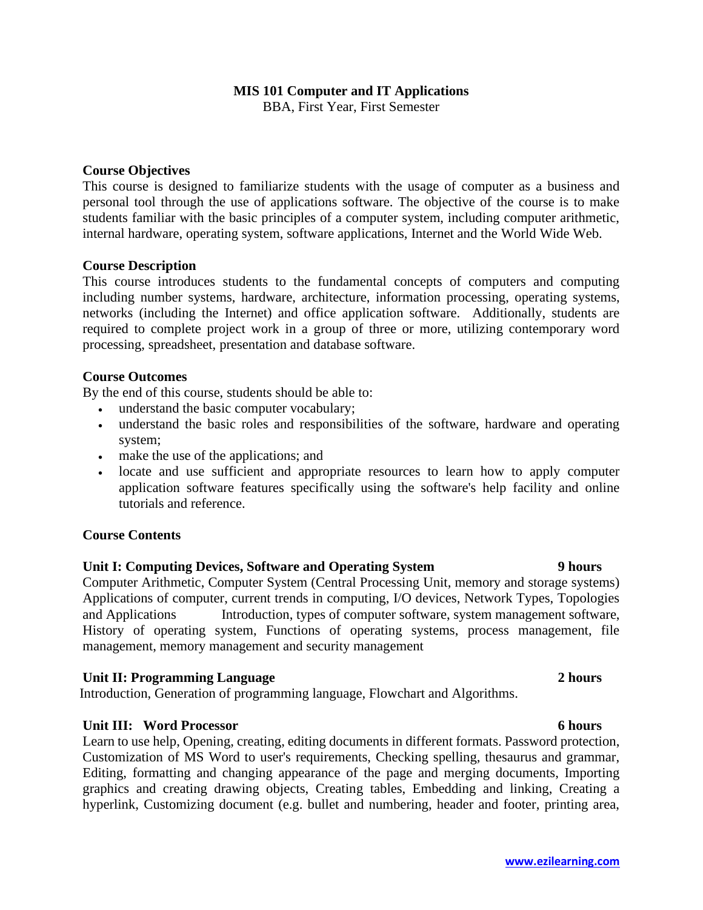# MIS 101 Computer and IT Applications

BBA, First Year, First Semester

## Course Objectives

This course is designed to familiarize students with the usage of computer as a business and personal tool through the use of applications software. The objective of the course is to make students familiar with the basic principles of a computer system, including computer arithmetic, internal hardware, operating system, software applications, Internet and the World Wide Web.

## Course Description

This course introduces students to the fundamental concepts of computers and computing including number systems, hardware, architecture, information processing, operating systems, networks (including the Internet) and office application software. Additionally, students are required to complete project work in a group of three or more, utilizing contemporary word processing, spreadsheet, presentation and database software.

## Course Outcomes

By the end of this course, students should be able to:

- understand the basic computer vocabulary;
- understand the basic roles and responsibilities of the software, hardware and operating system;
- make the use of the applications; and
- locate and use sufficient and appropriate resources to learn how to apply computer application software features specifically using the software's help facility and online tutorials and reference.

## Course Contents

### Unit I: Computing Devices, Software and Operating System — 9 hours

Computer Arithmetic, Computer System (Central Processing Unit, memory and storage systems) Applications of computer, current trends in computing, I/O devices, Network Types, Topologies and Applications Introduction, types of computer software, system management software, History of operating system, Functions of operating systems, process management, file management, memory management and security management

### Unit II: Programming Language — 2 hours

Introduction, Generation of programming language, Flowchart and Algorithms.

### Unit III: Word Processor — 6 hours

Learn to use help, Opening, creating, editing documents in different formats. Password protection, Customization of MS Word to user's requirements, Checking spelling, thesaurus and grammar, Editing, formatting and changing appearance of the page and merging documents, Importing graphics and creating drawing objects, Creating tables, Embedding and linking, Creating a hyperlink, Customizing document (e.g. bullet and numbering, header and footer, printing area,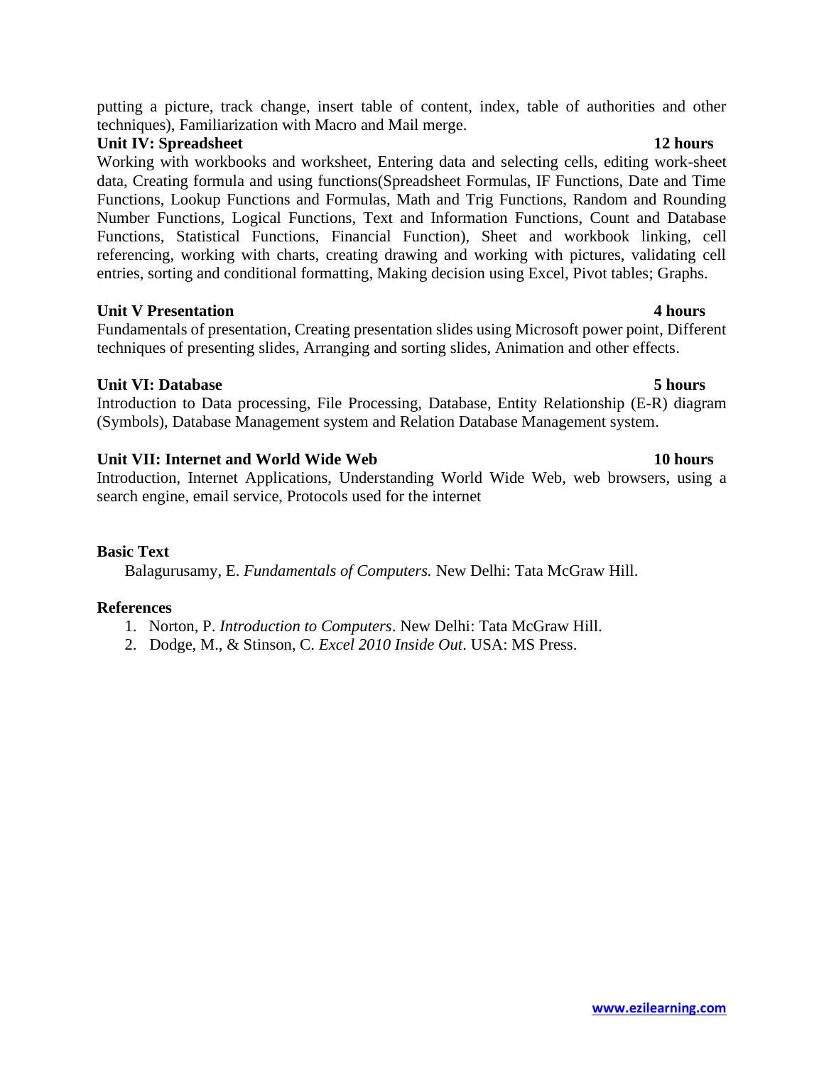putting a picture, track change, insert table of content, index, table of authorities and other techniques), Familiarization with Macro and Mail merge.

**Unit IV: Spreadsheet** **12 hours**

Working with workbooks and worksheet, Entering data and selecting cells, editing work-sheet data, Creating formula and using functions(Spreadsheet Formulas, IF Functions, Date and Time Functions, Lookup Functions and Formulas, Math and Trig Functions, Random and Rounding Number Functions, Logical Functions, Text and Information Functions, Count and Database Functions, Statistical Functions, Financial Function), Sheet and workbook linking, cell referencing, working with charts, creating drawing and working with pictures, validating cell entries, sorting and conditional formatting, Making decision using Excel, Pivot tables; Graphs.

**Unit V Presentation** **4 hours**

Fundamentals of presentation, Creating presentation slides using Microsoft power point, Different techniques of presenting slides, Arranging and sorting slides, Animation and other effects.

**Unit VI: Database** **5 hours**

Introduction to Data processing, File Processing, Database, Entity Relationship (E-R) diagram (Symbols), Database Management system and Relation Database Management system.

**Unit VII: Internet and World Wide Web** **10 hours**

Introduction, Internet Applications, Understanding World Wide Web, web browsers, using a search engine, email service, Protocols used for the internet

**Basic Text**

Balagurusamy, E. *Fundamentals of Computers.* New Delhi: Tata McGraw Hill.

**References**

1. Norton, P. *Introduction to Computers*. New Delhi: Tata McGraw Hill.
2. Dodge, M., & Stinson, C. *Excel 2010 Inside Out*. USA: MS Press.